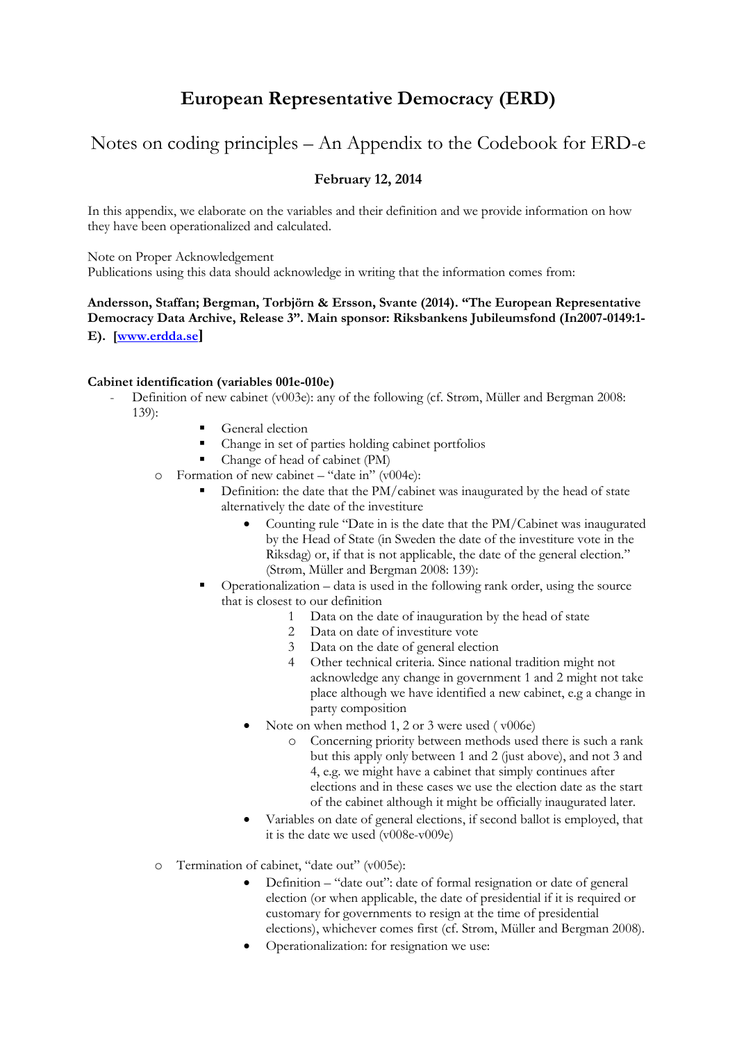# European Representative Democracy (ERD)

## Notes on coding principles – An Appendix to the Codebook for ERD-e

**February 12, 2014**

In this appendix, we elaborate on the variables and their definition and we provide information on how they have been operationalized and calculated.

Note on Proper Acknowledgement
Publications using this data should acknowledge in writing that the information comes from:

**Andersson, Staffan; Bergman, Torbjörn & Ersson, Svante (2014). "The European Representative Democracy Data Archive, Release 3". Main sponsor: Riksbankens Jubileumsfond (In2007-0149:1-E). [www.erdda.se]**

**Cabinet identification (variables 001e-010e)**

- Definition of new cabinet (v003e): any of the following (cf. Strøm, Müller and Bergman 2008: 139):
    - General election
    - Change in set of parties holding cabinet portfolios
    - Change of head of cabinet (PM)
  - Formation of new cabinet – "date in" (v004e):
    - Definition: the date that the PM/cabinet was inaugurated by the head of state alternatively the date of the investiture
      - Counting rule "Date in is the date that the PM/Cabinet was inaugurated by the Head of State (in Sweden the date of the investiture vote in the Riksdag) or, if that is not applicable, the date of the general election." (Strøm, Müller and Bergman 2008: 139):
    - Operationalization – data is used in the following rank order, using the source that is closest to our definition
      1. Data on the date of inauguration by the head of state
      2. Data on date of investiture vote
      3. Data on the date of general election
      4. Other technical criteria. Since national tradition might not acknowledge any change in government 1 and 2 might not take place although we have identified a new cabinet, e.g a change in party composition
      - Note on when method 1, 2 or 3 were used ( v006e)
        - Concerning priority between methods used there is such a rank but this apply only between 1 and 2 (just above), and not 3 and 4, e.g. we might have a cabinet that simply continues after elections and in these cases we use the election date as the start of the cabinet although it might be officially inaugurated later.
      - Variables on date of general elections, if second ballot is employed, that it is the date we used (v008e-v009e)
  - Termination of cabinet, "date out" (v005e):
      - Definition – "date out": date of formal resignation or date of general election (or when applicable, the date of presidential if it is required or customary for governments to resign at the time of presidential elections), whichever comes first (cf. Strøm, Müller and Bergman 2008).
      - Operationalization: for resignation we use: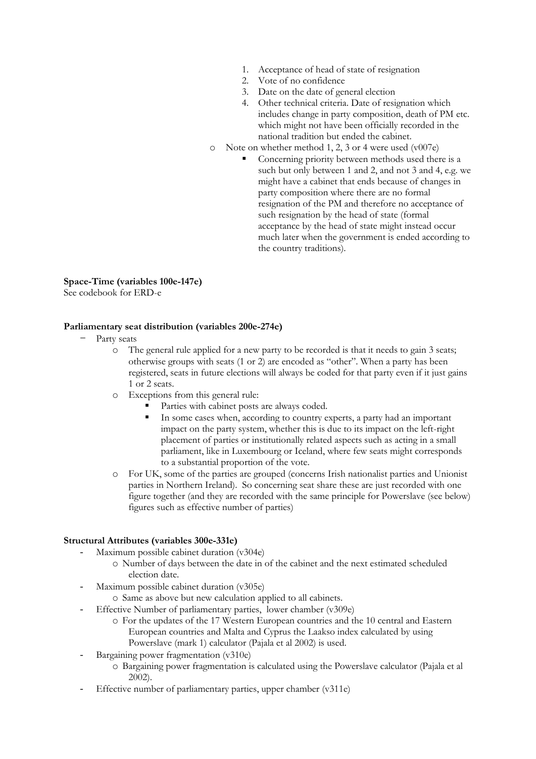1. Acceptance of head of state of resignation
2. Vote of no confidence
3. Date on the date of general election
4. Other technical criteria. Date of resignation which includes change in party composition, death of PM etc. which might not have been officially recorded in the national tradition but ended the cabinet.

- Note on whether method 1, 2, 3 or 4 were used (v007e)
  - Concerning priority between methods used there is a such but only between 1 and 2, and not 3 and 4, e.g. we might have a cabinet that ends because of changes in party composition where there are no formal resignation of the PM and therefore no acceptance of such resignation by the head of state (formal acceptance by the head of state might instead occur much later when the government is ended according to the country traditions).

**Space-Time (variables 100e-147e)**

See codebook for ERD-e

**Parliamentary seat distribution (variables 200e-274e)**

- Party seats
  - The general rule applied for a new party to be recorded is that it needs to gain 3 seats; otherwise groups with seats (1 or 2) are encoded as "other". When a party has been registered, seats in future elections will always be coded for that party even if it just gains 1 or 2 seats.
  - Exceptions from this general rule:
    - Parties with cabinet posts are always coded.
    - In some cases when, according to country experts, a party had an important impact on the party system, whether this is due to its impact on the left-right placement of parties or institutionally related aspects such as acting in a small parliament, like in Luxembourg or Iceland, where few seats might corresponds to a substantial proportion of the vote.
  - For UK, some of the parties are grouped (concerns Irish nationalist parties and Unionist parties in Northern Ireland). So concerning seat share these are just recorded with one figure together (and they are recorded with the same principle for Powerslave (see below) figures such as effective number of parties)

**Structural Attributes (variables 300e-331e)**

- Maximum possible cabinet duration (v304e)
  - Number of days between the date in of the cabinet and the next estimated scheduled election date.
- Maximum possible cabinet duration (v305e)
  - Same as above but new calculation applied to all cabinets.
- Effective Number of parliamentary parties, lower chamber (v309e)
  - For the updates of the 17 Western European countries and the 10 central and Eastern European countries and Malta and Cyprus the Laakso index calculated by using Powerslave (mark 1) calculator (Pajala et al 2002) is used.
- Bargaining power fragmentation (v310e)
  - Bargaining power fragmentation is calculated using the Powerslave calculator (Pajala et al 2002).
- Effective number of parliamentary parties, upper chamber (v311e)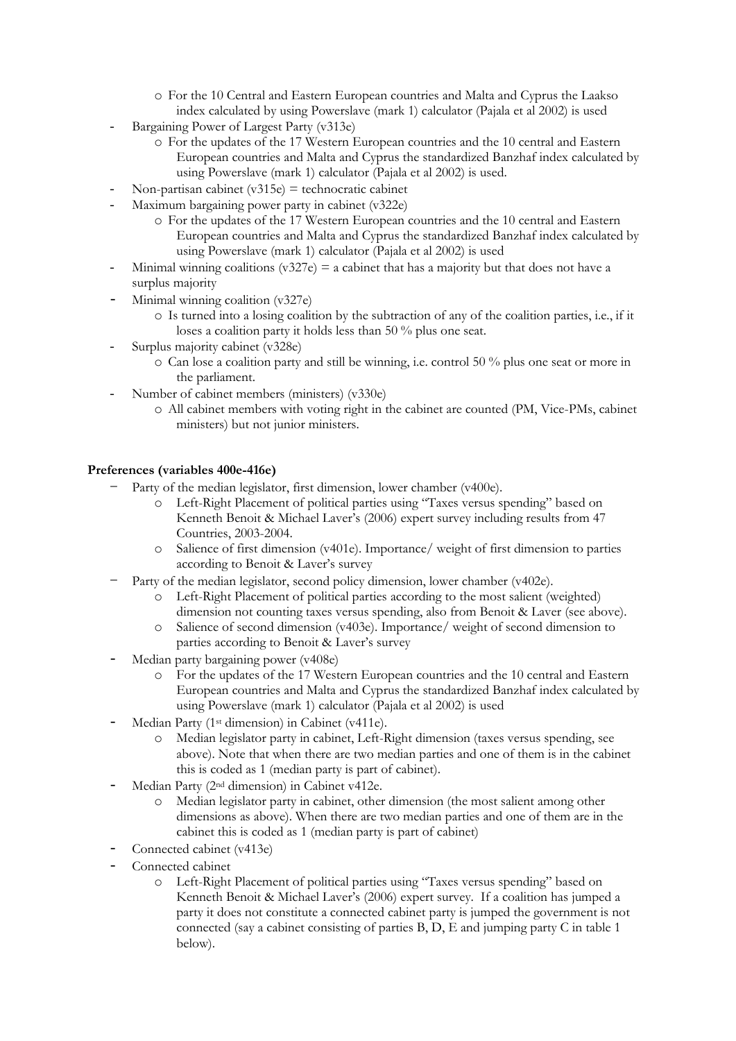- For the 10 Central and Eastern European countries and Malta and Cyprus the Laakso index calculated by using Powerslave (mark 1) calculator (Pajala et al 2002) is used
- Bargaining Power of Largest Party (v313e)
  - For the updates of the 17 Western European countries and the 10 central and Eastern European countries and Malta and Cyprus the standardized Banzhaf index calculated by using Powerslave (mark 1) calculator (Pajala et al 2002) is used.
- Non-partisan cabinet (v315e) = technocratic cabinet
- Maximum bargaining power party in cabinet (v322e)
  - For the updates of the 17 Western European countries and the 10 central and Eastern European countries and Malta and Cyprus the standardized Banzhaf index calculated by using Powerslave (mark 1) calculator (Pajala et al 2002) is used
- Minimal winning coalitions (v327e) = a cabinet that has a majority but that does not have a surplus majority
- Minimal winning coalition (v327e)
  - Is turned into a losing coalition by the subtraction of any of the coalition parties, i.e., if it loses a coalition party it holds less than 50 % plus one seat.
- Surplus majority cabinet (v328e)
  - Can lose a coalition party and still be winning, i.e. control 50 % plus one seat or more in the parliament.
- Number of cabinet members (ministers) (v330e)
  - All cabinet members with voting right in the cabinet are counted (PM, Vice-PMs, cabinet ministers) but not junior ministers.

**Preferences (variables 400e-416e)**

- Party of the median legislator, first dimension, lower chamber (v400e).
  - Left-Right Placement of political parties using "Taxes versus spending" based on Kenneth Benoit & Michael Laver's (2006) expert survey including results from 47 Countries, 2003-2004.
  - Salience of first dimension (v401e). Importance/ weight of first dimension to parties according to Benoit & Laver's survey
- Party of the median legislator, second policy dimension, lower chamber (v402e).
  - Left-Right Placement of political parties according to the most salient (weighted) dimension not counting taxes versus spending, also from Benoit & Laver (see above).
  - Salience of second dimension (v403e). Importance/ weight of second dimension to parties according to Benoit & Laver's survey
- Median party bargaining power (v408e)
  - For the updates of the 17 Western European countries and the 10 central and Eastern European countries and Malta and Cyprus the standardized Banzhaf index calculated by using Powerslave (mark 1) calculator (Pajala et al 2002) is used
- Median Party (1st dimension) in Cabinet (v411e).
  - Median legislator party in cabinet, Left-Right dimension (taxes versus spending, see above). Note that when there are two median parties and one of them is in the cabinet this is coded as 1 (median party is part of cabinet).
- Median Party (2nd dimension) in Cabinet v412e.
  - Median legislator party in cabinet, other dimension (the most salient among other dimensions as above). When there are two median parties and one of them are in the cabinet this is coded as 1 (median party is part of cabinet)
- Connected cabinet (v413e)
- Connected cabinet
  - Left-Right Placement of political parties using "Taxes versus spending" based on Kenneth Benoit & Michael Laver's (2006) expert survey. If a coalition has jumped a party it does not constitute a connected cabinet party is jumped the government is not connected (say a cabinet consisting of parties B, D, E and jumping party C in table 1 below).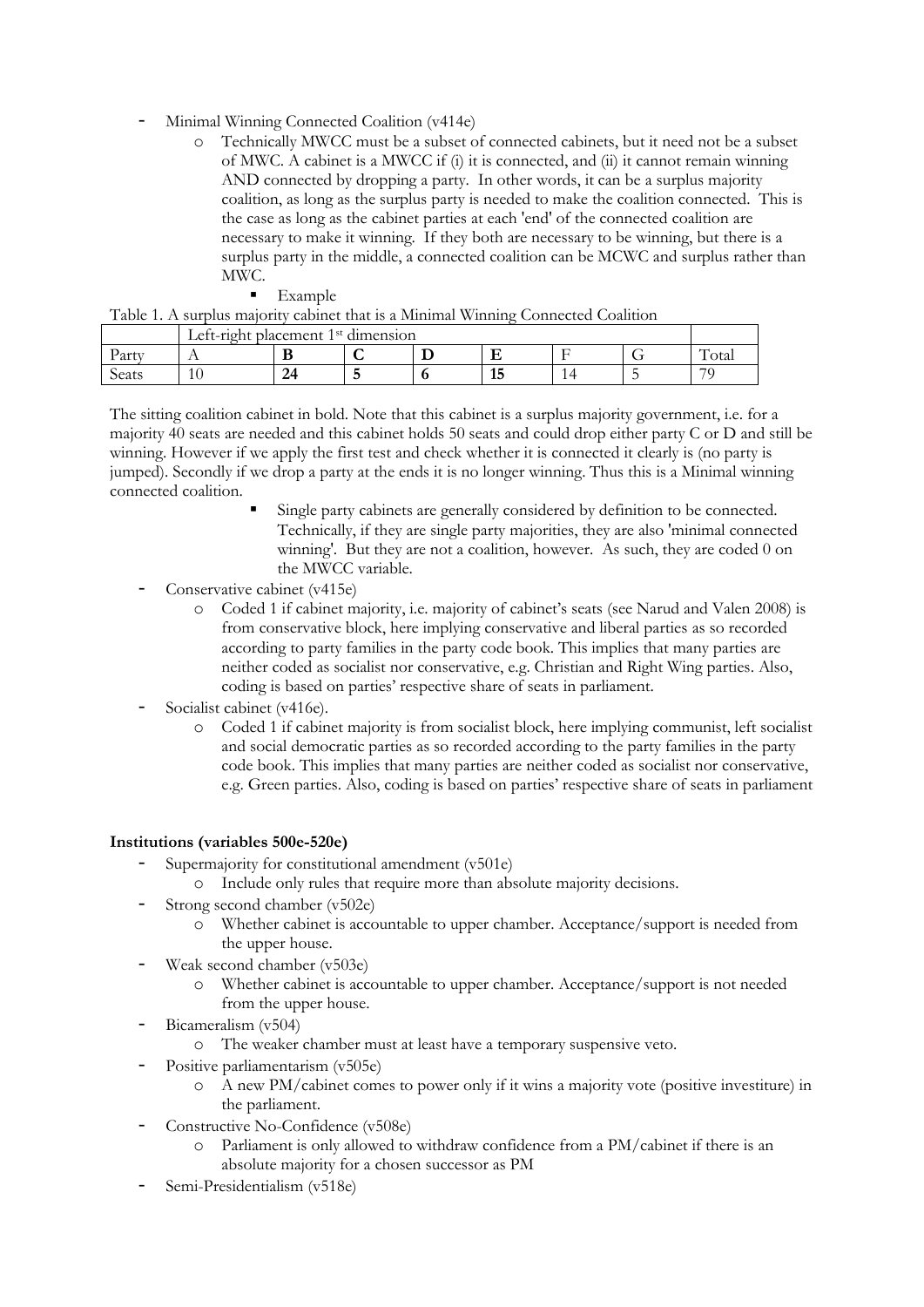- Minimal Winning Connected Coalition (v414e)
    - Technically MWCC must be a subset of connected cabinets, but it need not be a subset of MWC. A cabinet is a MWCC if (i) it is connected, and (ii) it cannot remain winning AND connected by dropping a party. In other words, it can be a surplus majority coalition, as long as the surplus party is needed to make the coalition connected. This is the case as long as the cabinet parties at each 'end' of the connected coalition are necessary to make it winning. If they both are necessary to be winning, but there is a surplus party in the middle, a connected coalition can be MCWC and surplus rather than MWC.
        - Example

Table 1. A surplus majority cabinet that is a Minimal Winning Connected Coalition

| | Left-right placement 1st dimension | | | | | | | |
|---|---|---|---|---|---|---|---|---|
| Party | A | **B** | **C** | **D** | **E** | F | G | Total |
| Seats | 10 | **24** | **5** | **6** | **15** | 14 | 5 | 79 |

The sitting coalition cabinet in bold. Note that this cabinet is a surplus majority government, i.e. for a majority 40 seats are needed and this cabinet holds 50 seats and could drop either party C or D and still be winning. However if we apply the first test and check whether it is connected it clearly is (no party is jumped). Secondly if we drop a party at the ends it is no longer winning. Thus this is a Minimal winning connected coalition.

- Single party cabinets are generally considered by definition to be connected. Technically, if they are single party majorities, they are also 'minimal connected winning'. But they are not a coalition, however. As such, they are coded 0 on the MWCC variable.

- Conservative cabinet (v415e)
    - Coded 1 if cabinet majority, i.e. majority of cabinet's seats (see Narud and Valen 2008) is from conservative block, here implying conservative and liberal parties as so recorded according to party families in the party code book. This implies that many parties are neither coded as socialist nor conservative, e.g. Christian and Right Wing parties. Also, coding is based on parties' respective share of seats in parliament.
- Socialist cabinet (v416e).
    - Coded 1 if cabinet majority is from socialist block, here implying communist, left socialist and social democratic parties as so recorded according to the party families in the party code book. This implies that many parties are neither coded as socialist nor conservative, e.g. Green parties. Also, coding is based on parties' respective share of seats in parliament

**Institutions (variables 500e-520e)**

- Supermajority for constitutional amendment (v501e)
    - Include only rules that require more than absolute majority decisions.
- Strong second chamber (v502e)
    - Whether cabinet is accountable to upper chamber. Acceptance/support is needed from the upper house.
- Weak second chamber (v503e)
    - Whether cabinet is accountable to upper chamber. Acceptance/support is not needed from the upper house.
- Bicameralism (v504)
    - The weaker chamber must at least have a temporary suspensive veto.
- Positive parliamentarism (v505e)
    - A new PM/cabinet comes to power only if it wins a majority vote (positive investiture) in the parliament.
- Constructive No-Confidence (v508e)
    - Parliament is only allowed to withdraw confidence from a PM/cabinet if there is an absolute majority for a chosen successor as PM
- Semi-Presidentialism (v518e)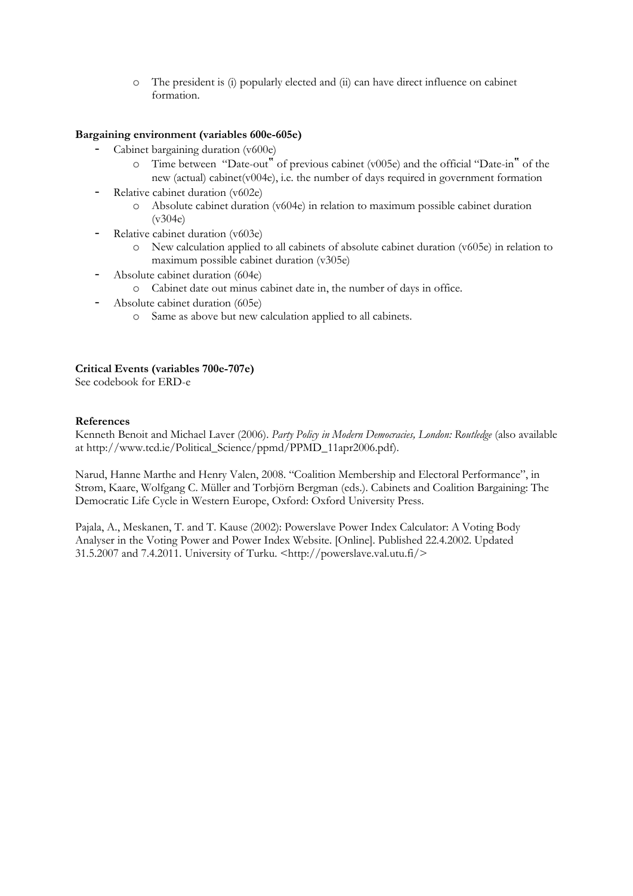- The president is (i) popularly elected and (ii) can have direct influence on cabinet formation.

**Bargaining environment (variables 600e-605e)**

- Cabinet bargaining duration (v600e)
  - Time between "Date-out" of previous cabinet (v005e) and the official "Date-in" of the new (actual) cabinet(v004e), i.e. the number of days required in government formation
- Relative cabinet duration (v602e)
  - Absolute cabinet duration (v604e) in relation to maximum possible cabinet duration (v304e)
- Relative cabinet duration (v603e)
  - New calculation applied to all cabinets of absolute cabinet duration (v605e) in relation to maximum possible cabinet duration (v305e)
- Absolute cabinet duration (604e)
  - Cabinet date out minus cabinet date in, the number of days in office.
- Absolute cabinet duration (605e)
  - Same as above but new calculation applied to all cabinets.

**Critical Events (variables 700e-707e)**

See codebook for ERD-e

**References**

Kenneth Benoit and Michael Laver (2006). *Party Policy in Modern Democracies, London: Routledge* (also available at http://www.tcd.ie/Political_Science/ppmd/PPMD_11apr2006.pdf).

Narud, Hanne Marthe and Henry Valen, 2008. "Coalition Membership and Electoral Performance", in Strøm, Kaare, Wolfgang C. Müller and Torbjörn Bergman (eds.). Cabinets and Coalition Bargaining: The Democratic Life Cycle in Western Europe, Oxford: Oxford University Press.

Pajala, A., Meskanen, T. and T. Kause (2002): Powerslave Power Index Calculator: A Voting Body Analyser in the Voting Power and Power Index Website. [Online]. Published 22.4.2002. Updated 31.5.2007 and 7.4.2011. University of Turku. <http://powerslave.val.utu.fi/>